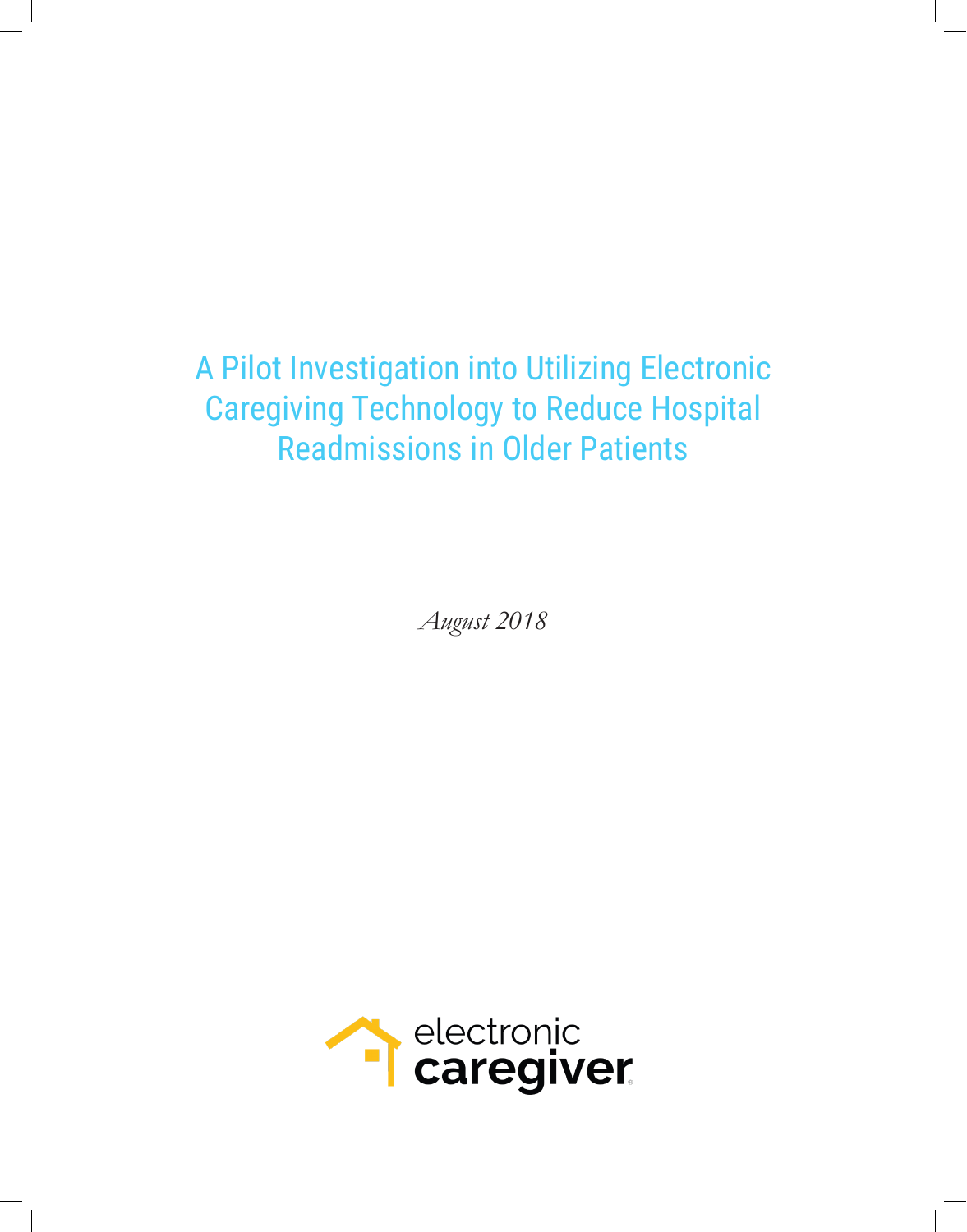# A Pilot Investigation into Utilizing Electronic Caregiving Technology to Reduce Hospital Readmissions in Older Patients

*August 2018*

electronic caregiver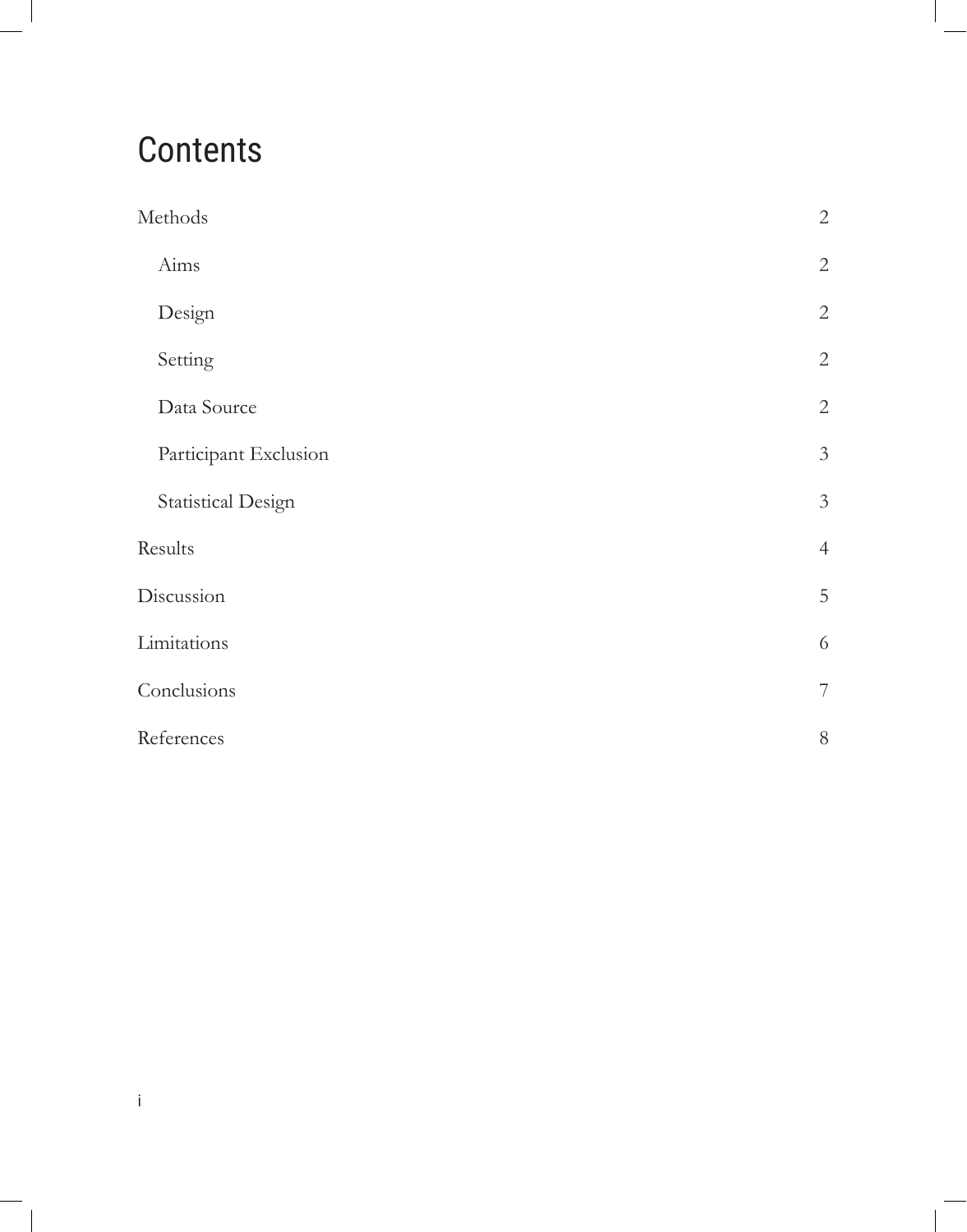# Contents

Methods 2

- Aims 2
- Design 2
- Setting 2
- Data Source 2
- Participant Exclusion 3
- Statistical Design 3

Results 4

Discussion 5

Limitations 6

Conclusions 7

References 8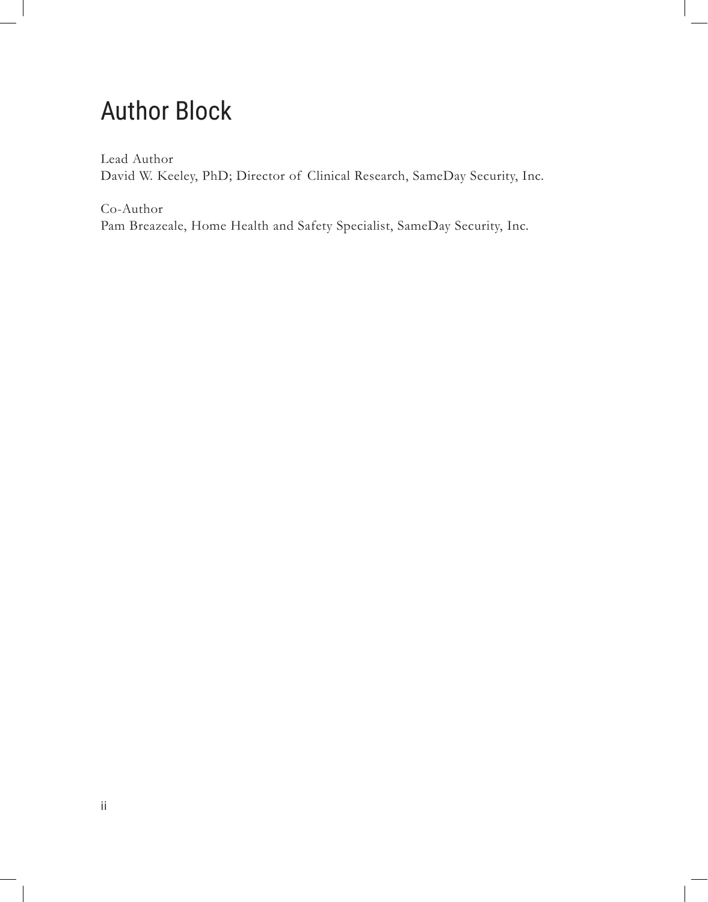# Author Block

Lead Author
David W. Keeley, PhD; Director of Clinical Research, SameDay Security, Inc.

Co-Author
Pam Breazeale, Home Health and Safety Specialist, SameDay Security, Inc.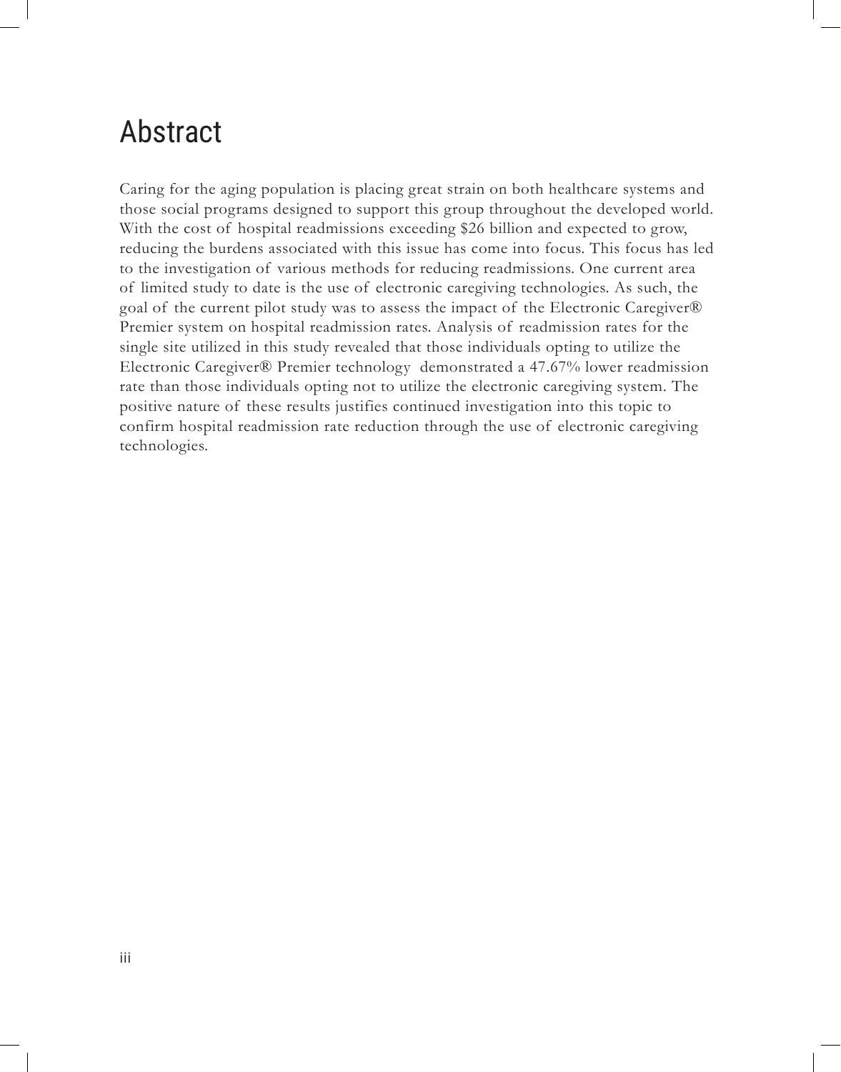# Abstract

Caring for the aging population is placing great strain on both healthcare systems and those social programs designed to support this group throughout the developed world. With the cost of hospital readmissions exceeding $26 billion and expected to grow, reducing the burdens associated with this issue has come into focus. This focus has led to the investigation of various methods for reducing readmissions. One current area of limited study to date is the use of electronic caregiving technologies. As such, the goal of the current pilot study was to assess the impact of the Electronic Caregiver® Premier system on hospital readmission rates. Analysis of readmission rates for the single site utilized in this study revealed that those individuals opting to utilize the Electronic Caregiver® Premier technology demonstrated a 47.67% lower readmission rate than those individuals opting not to utilize the electronic caregiving system. The positive nature of these results justifies continued investigation into this topic to confirm hospital readmission rate reduction through the use of electronic caregiving technologies.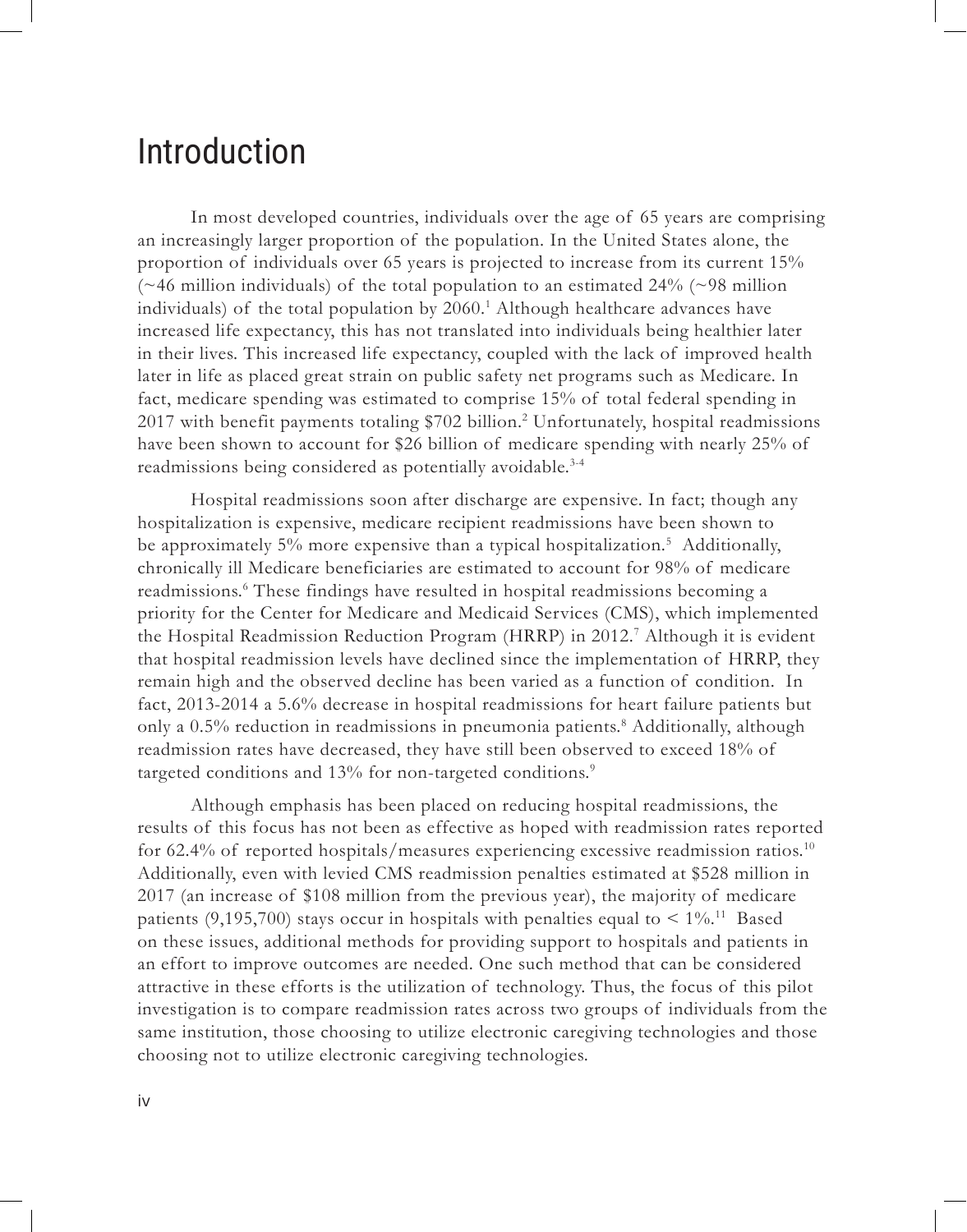# Introduction

In most developed countries, individuals over the age of 65 years are comprising an increasingly larger proportion of the population. In the United States alone, the proportion of individuals over 65 years is projected to increase from its current 15% (~46 million individuals) of the total population to an estimated 24% (~98 million individuals) of the total population by 2060.[1] Although healthcare advances have increased life expectancy, this has not translated into individuals being healthier later in their lives. This increased life expectancy, coupled with the lack of improved health later in life as placed great strain on public safety net programs such as Medicare. In fact, medicare spending was estimated to comprise 15% of total federal spending in 2017 with benefit payments totaling $702 billion.[2] Unfortunately, hospital readmissions have been shown to account for $26 billion of medicare spending with nearly 25% of readmissions being considered as potentially avoidable.[3-4]

Hospital readmissions soon after discharge are expensive. In fact; though any hospitalization is expensive, medicare recipient readmissions have been shown to be approximately 5% more expensive than a typical hospitalization.[5] Additionally, chronically ill Medicare beneficiaries are estimated to account for 98% of medicare readmissions.[6] These findings have resulted in hospital readmissions becoming a priority for the Center for Medicare and Medicaid Services (CMS), which implemented the Hospital Readmission Reduction Program (HRRP) in 2012.[7] Although it is evident that hospital readmission levels have declined since the implementation of HRRP, they remain high and the observed decline has been varied as a function of condition. In fact, 2013-2014 a 5.6% decrease in hospital readmissions for heart failure patients but only a 0.5% reduction in readmissions in pneumonia patients.[8] Additionally, although readmission rates have decreased, they have still been observed to exceed 18% of targeted conditions and 13% for non-targeted conditions.[9]

Although emphasis has been placed on reducing hospital readmissions, the results of this focus has not been as effective as hoped with readmission rates reported for 62.4% of reported hospitals/measures experiencing excessive readmission ratios.[10] Additionally, even with levied CMS readmission penalties estimated at $528 million in 2017 (an increase of $108 million from the previous year), the majority of medicare patients (9,195,700) stays occur in hospitals with penalties equal to < 1%.[11] Based on these issues, additional methods for providing support to hospitals and patients in an effort to improve outcomes are needed. One such method that can be considered attractive in these efforts is the utilization of technology. Thus, the focus of this pilot investigation is to compare readmission rates across two groups of individuals from the same institution, those choosing to utilize electronic caregiving technologies and those choosing not to utilize electronic caregiving technologies.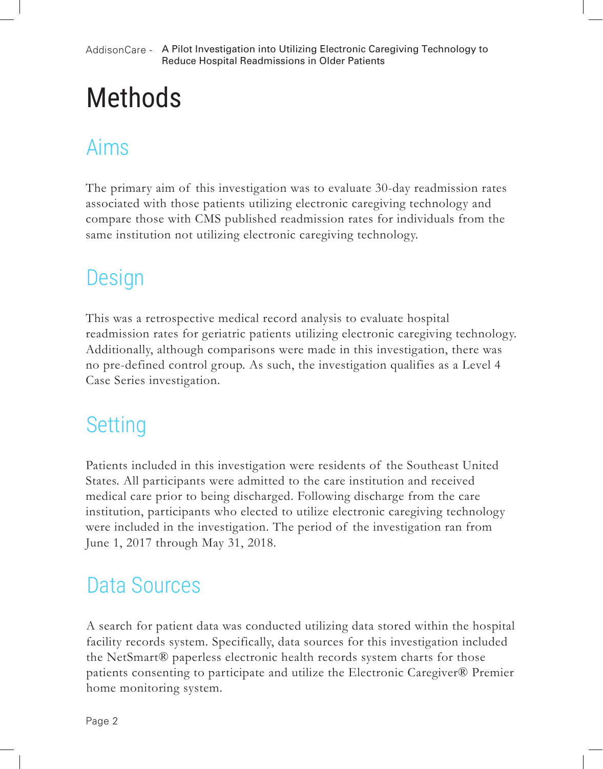# Methods

## Aims

The primary aim of this investigation was to evaluate 30-day readmission rates associated with those patients utilizing electronic caregiving technology and compare those with CMS published readmission rates for individuals from the same institution not utilizing electronic caregiving technology.

## Design

This was a retrospective medical record analysis to evaluate hospital readmission rates for geriatric patients utilizing electronic caregiving technology. Additionally, although comparisons were made in this investigation, there was no pre-defined control group. As such, the investigation qualifies as a Level 4 Case Series investigation.

## Setting

Patients included in this investigation were residents of the Southeast United States. All participants were admitted to the care institution and received medical care prior to being discharged. Following discharge from the care institution, participants who elected to utilize electronic caregiving technology were included in the investigation. The period of the investigation ran from June 1, 2017 through May 31, 2018.

## Data Sources

A search for patient data was conducted utilizing data stored within the hospital facility records system. Specifically, data sources for this investigation included the NetSmart® paperless electronic health records system charts for those patients consenting to participate and utilize the Electronic Caregiver® Premier home monitoring system.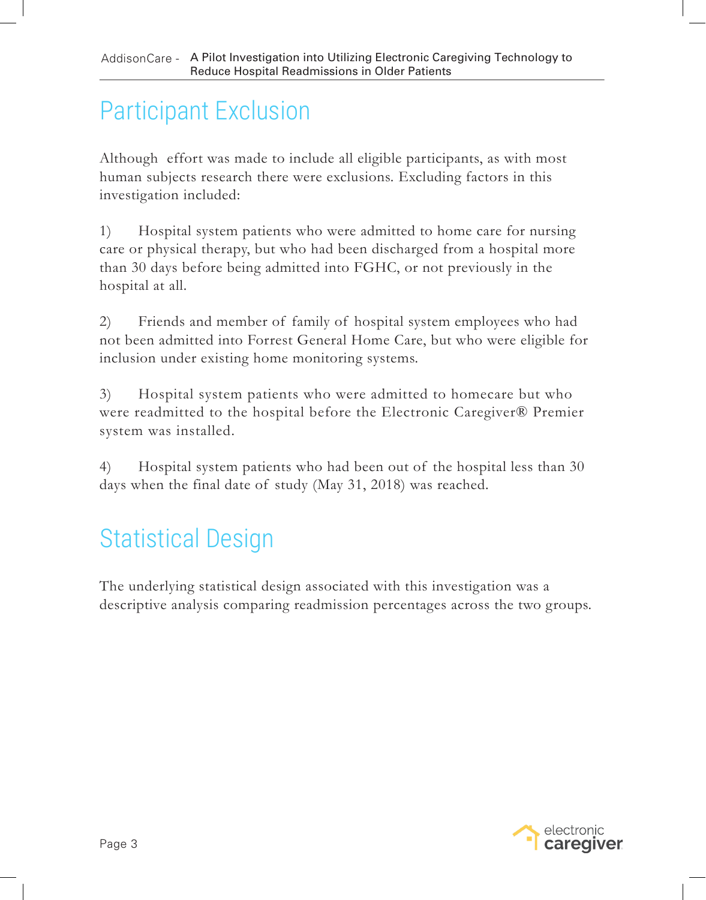## Participant Exclusion

Although effort was made to include all eligible participants, as with most human subjects research there were exclusions. Excluding factors in this investigation included:

1) Hospital system patients who were admitted to home care for nursing care or physical therapy, but who had been discharged from a hospital more than 30 days before being admitted into FGHC, or not previously in the hospital at all.

2) Friends and member of family of hospital system employees who had not been admitted into Forrest General Home Care, but who were eligible for inclusion under existing home monitoring systems.

3) Hospital system patients who were admitted to homecare but who were readmitted to the hospital before the Electronic Caregiver® Premier system was installed.

4) Hospital system patients who had been out of the hospital less than 30 days when the final date of study (May 31, 2018) was reached.

## Statistical Design

The underlying statistical design associated with this investigation was a descriptive analysis comparing readmission percentages across the two groups.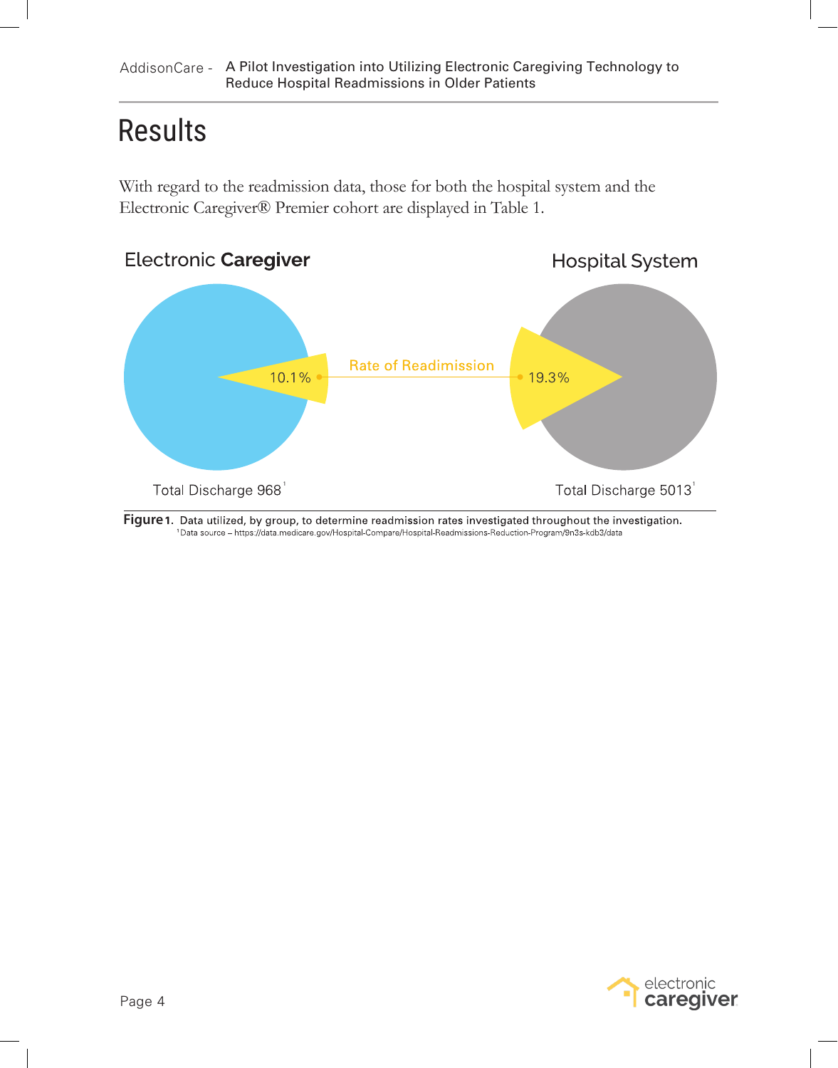# Results

With regard to the readmission data, those for both the hospital system and the Electronic Caregiver® Premier cohort are displayed in Table 1.

Electronic **Caregiver**

Hospital System

Rate of Readimission

10.1%

19.3%

Total Discharge 968[1]

Total Discharge 5013[1]

**Figure 1.** Data utilized, by group, to determine readmission rates investigated throughout the investigation.

[1]Data source – https://data.medicare.gov/Hospital-Compare/Hospital-Readmissions-Reduction-Program/9n3s-kdb3/data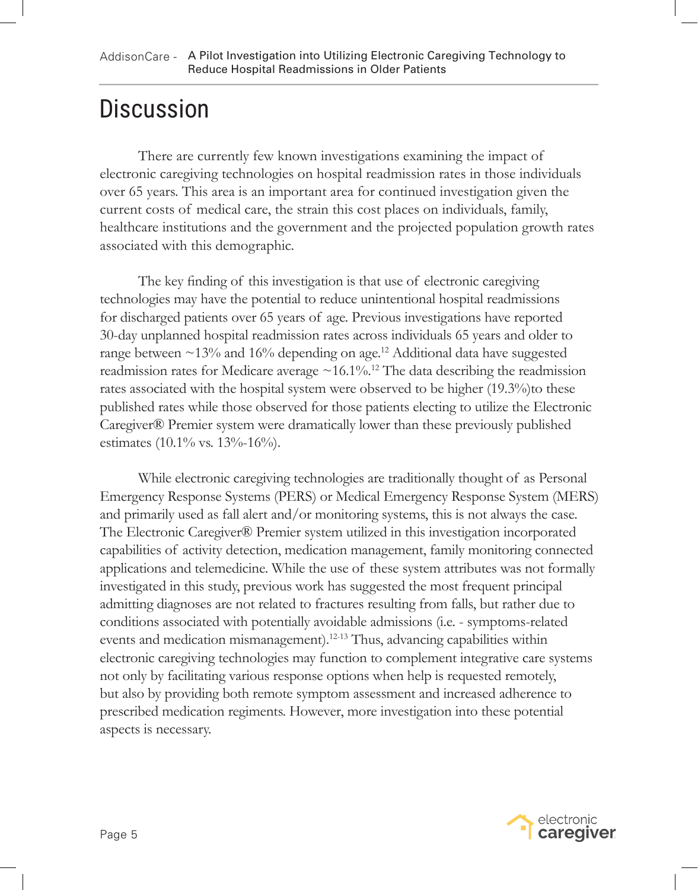# Discussion

There are currently few known investigations examining the impact of electronic caregiving technologies on hospital readmission rates in those individuals over 65 years. This area is an important area for continued investigation given the current costs of medical care, the strain this cost places on individuals, family, healthcare institutions and the government and the projected population growth rates associated with this demographic.

The key finding of this investigation is that use of electronic caregiving technologies may have the potential to reduce unintentional hospital readmissions for discharged patients over 65 years of age. Previous investigations have reported 30-day unplanned hospital readmission rates across individuals 65 years and older to range between ~13% and 16% depending on age.[12] Additional data have suggested readmission rates for Medicare average ~16.1%.[12] The data describing the readmission rates associated with the hospital system were observed to be higher (19.3%)to these published rates while those observed for those patients electing to utilize the Electronic Caregiver® Premier system were dramatically lower than these previously published estimates (10.1% vs. 13%-16%).

While electronic caregiving technologies are traditionally thought of as Personal Emergency Response Systems (PERS) or Medical Emergency Response System (MERS) and primarily used as fall alert and/or monitoring systems, this is not always the case. The Electronic Caregiver® Premier system utilized in this investigation incorporated capabilities of activity detection, medication management, family monitoring connected applications and telemedicine. While the use of these system attributes was not formally investigated in this study, previous work has suggested the most frequent principal admitting diagnoses are not related to fractures resulting from falls, but rather due to conditions associated with potentially avoidable admissions (i.e. - symptoms-related events and medication mismanagement).[12-13] Thus, advancing capabilities within electronic caregiving technologies may function to complement integrative care systems not only by facilitating various response options when help is requested remotely, but also by providing both remote symptom assessment and increased adherence to prescribed medication regiments. However, more investigation into these potential aspects is necessary.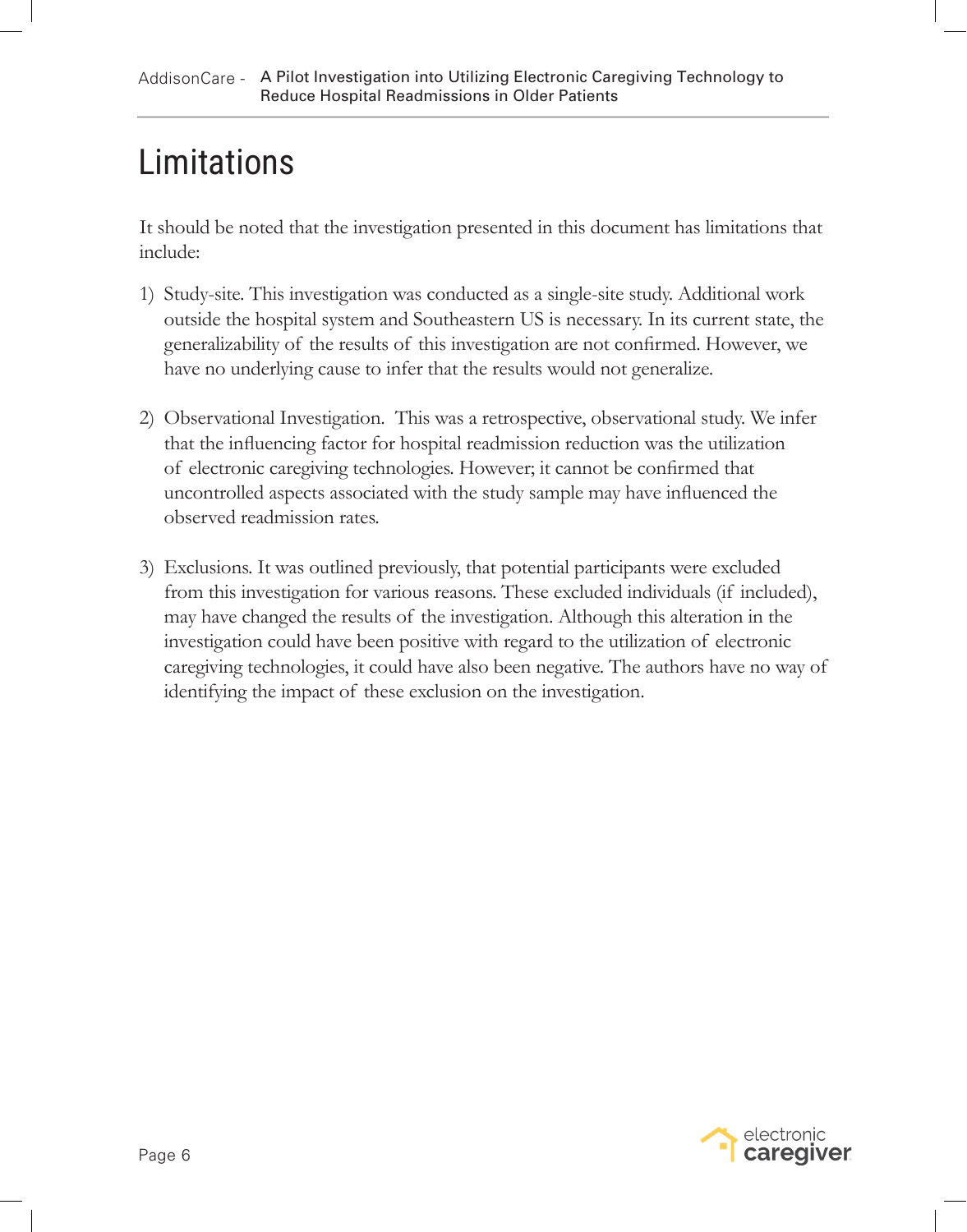# Limitations

It should be noted that the investigation presented in this document has limitations that include:

1) Study-site. This investigation was conducted as a single-site study. Additional work outside the hospital system and Southeastern US is necessary. In its current state, the generalizability of the results of this investigation are not confirmed. However, we have no underlying cause to infer that the results would not generalize.

2) Observational Investigation. This was a retrospective, observational study. We infer that the influencing factor for hospital readmission reduction was the utilization of electronic caregiving technologies. However; it cannot be confirmed that uncontrolled aspects associated with the study sample may have influenced the observed readmission rates.

3) Exclusions. It was outlined previously, that potential participants were excluded from this investigation for various reasons. These excluded individuals (if included), may have changed the results of the investigation. Although this alteration in the investigation could have been positive with regard to the utilization of electronic caregiving technologies, it could have also been negative. The authors have no way of identifying the impact of these exclusion on the investigation.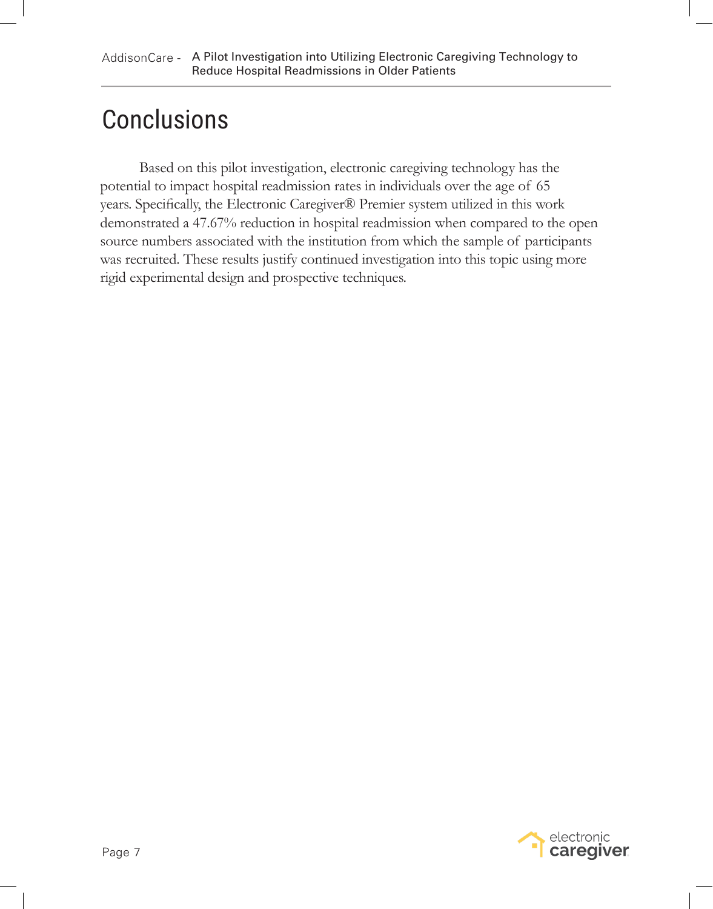# Conclusions

Based on this pilot investigation, electronic caregiving technology has the potential to impact hospital readmission rates in individuals over the age of 65 years. Specifically, the Electronic Caregiver® Premier system utilized in this work demonstrated a 47.67% reduction in hospital readmission when compared to the open source numbers associated with the institution from which the sample of participants was recruited. These results justify continued investigation into this topic using more rigid experimental design and prospective techniques.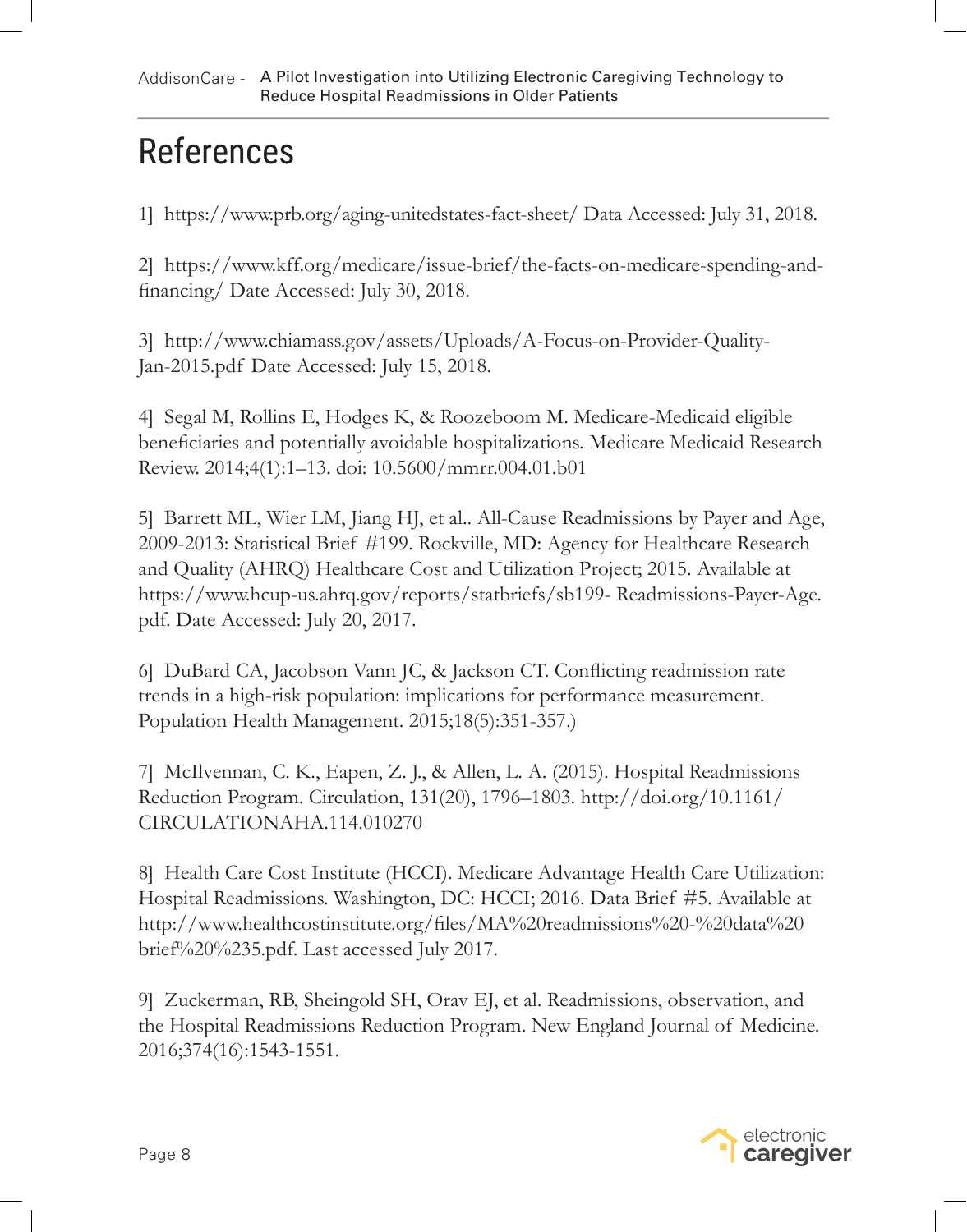# References

1] https://www.prb.org/aging-unitedstates-fact-sheet/ Data Accessed: July 31, 2018.

2] https://www.kff.org/medicare/issue-brief/the-facts-on-medicare-spending-and-financing/ Date Accessed: July 30, 2018.

3] http://www.chiamass.gov/assets/Uploads/A-Focus-on-Provider-Quality-Jan-2015.pdf Date Accessed: July 15, 2018.

4] Segal M, Rollins E, Hodges K, & Roozeboom M. Medicare-Medicaid eligible beneficiaries and potentially avoidable hospitalizations. Medicare Medicaid Research Review. 2014;4(1):1–13. doi: 10.5600/mmrr.004.01.b01

5] Barrett ML, Wier LM, Jiang HJ, et al.. All-Cause Readmissions by Payer and Age, 2009-2013: Statistical Brief #199. Rockville, MD: Agency for Healthcare Research and Quality (AHRQ) Healthcare Cost and Utilization Project; 2015. Available at https://www.hcup-us.ahrq.gov/reports/statbriefs/sb199- Readmissions-Payer-Age.pdf. Date Accessed: July 20, 2017.

6] DuBard CA, Jacobson Vann JC, & Jackson CT. Conflicting readmission rate trends in a high-risk population: implications for performance measurement. Population Health Management. 2015;18(5):351-357.)

7] McIlvennan, C. K., Eapen, Z. J., & Allen, L. A. (2015). Hospital Readmissions Reduction Program. Circulation, 131(20), 1796–1803. http://doi.org/10.1161/CIRCULATIONAHA.114.010270

8] Health Care Cost Institute (HCCI). Medicare Advantage Health Care Utilization: Hospital Readmissions. Washington, DC: HCCI; 2016. Data Brief #5. Available at http://www.healthcostinstitute.org/files/MA%20readmissions%20-%20data%20brief%20%235.pdf. Last accessed July 2017.

9] Zuckerman, RB, Sheingold SH, Orav EJ, et al. Readmissions, observation, and the Hospital Readmissions Reduction Program. New England Journal of Medicine. 2016;374(16):1543-1551.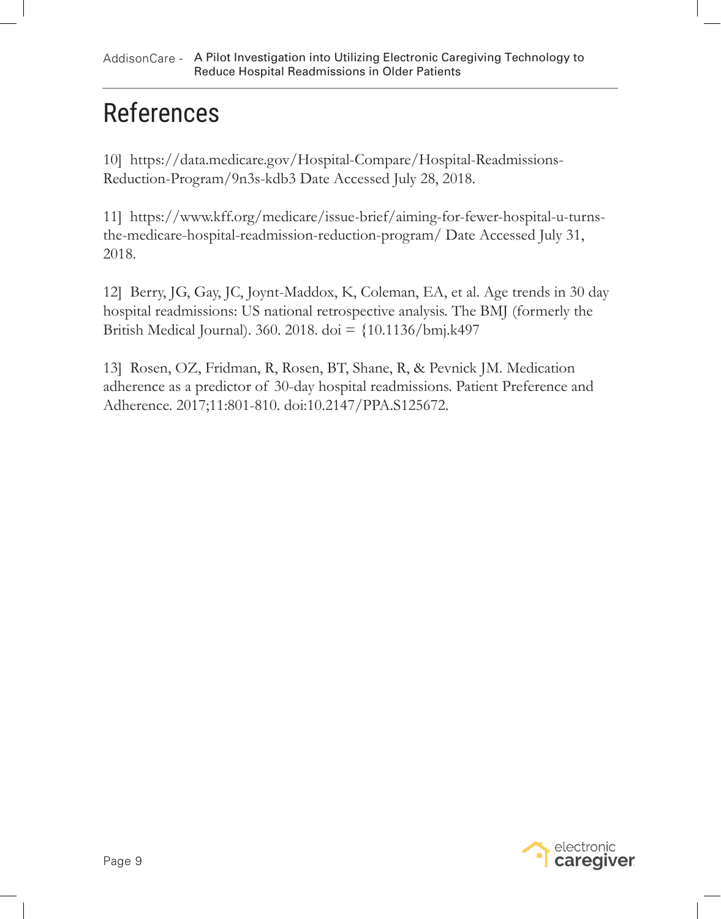# References

10] https://data.medicare.gov/Hospital-Compare/Hospital-Readmissions-Reduction-Program/9n3s-kdb3 Date Accessed July 28, 2018.

11] https://www.kff.org/medicare/issue-brief/aiming-for-fewer-hospital-u-turns-the-medicare-hospital-readmission-reduction-program/ Date Accessed July 31, 2018.

12] Berry, JG, Gay, JC, Joynt-Maddox, K, Coleman, EA, et al. Age trends in 30 day hospital readmissions: US national retrospective analysis. The BMJ (formerly the British Medical Journal). 360. 2018. doi = {10.1136/bmj.k497

13] Rosen, OZ, Fridman, R, Rosen, BT, Shane, R, & Pevnick JM. Medication adherence as a predictor of 30-day hospital readmissions. Patient Preference and Adherence. 2017;11:801-810. doi:10.2147/PPA.S125672.